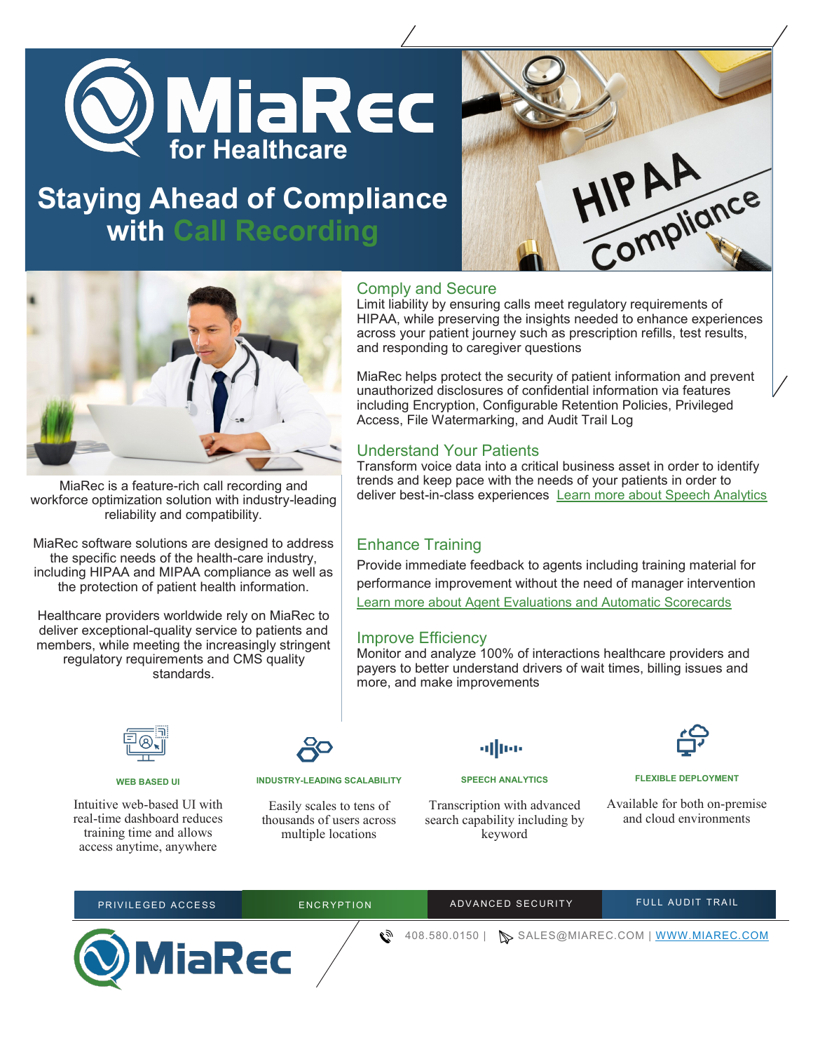# MiaRec for Healthcare

## Staying Ahead of Compliance with Call Recording

MiaRec is a feature-rich call recording and workforce optimization solution with industry-leading reliability and compatibility.

MiaRec software solutions are designed to address the specific needs of the health-care industry, including HIPAA and MIPAA compliance as well as the protection of patient health information.

Healthcare providers worldwide rely on MiaRec to deliver exceptional-quality service to patients and members, while meeting the increasingly stringent regulatory requirements and CMS quality standards.

### Comply and Secure

Limit liability by ensuring calls meet regulatory requirements of HIPAA, while preserving the insights needed to enhance experiences across your patient journey such as prescription refills, test results, and responding to caregiver questions

MiaRec helps protect the security of patient information and prevent unauthorized disclosures of confidential information via features including Encryption, Configurable Retention Policies, Privileged Access, File Watermarking, and Audit Trail Log

### Understand Your Patients

Transform voice data into a critical business asset in order to identify trends and keep pace with the needs of your patients in order to deliver best-in-class experiences [Learn more about Speech Analytics]

### Enhance Training

Provide immediate feedback to agents including training material for performance improvement without the need of manager intervention

[Learn more about Agent Evaluations and Automatic Scorecards]

### Improve Efficiency

Monitor and analyze 100% of interactions healthcare providers and payers to better understand drivers of wait times, billing issues and more, and make improvements

**WEB BASED UI**

Intuitive web-based UI with real-time dashboard reduces training time and allows access anytime, anywhere

**INDUSTRY-LEADING SCALABILITY**

Easily scales to tens of thousands of users across multiple locations

**SPEECH ANALYTICS**

Transcription with advanced search capability including by keyword

**FLEXIBLE DEPLOYMENT**

Available for both on-premise and cloud environments

PRIVILEGED ACCESS | ENCRYPTION | ADVANCED SECURITY | FULL AUDIT TRAIL

MiaRec

408.580.0150 | SALES@MIAREC.COM | WWW.MIAREC.COM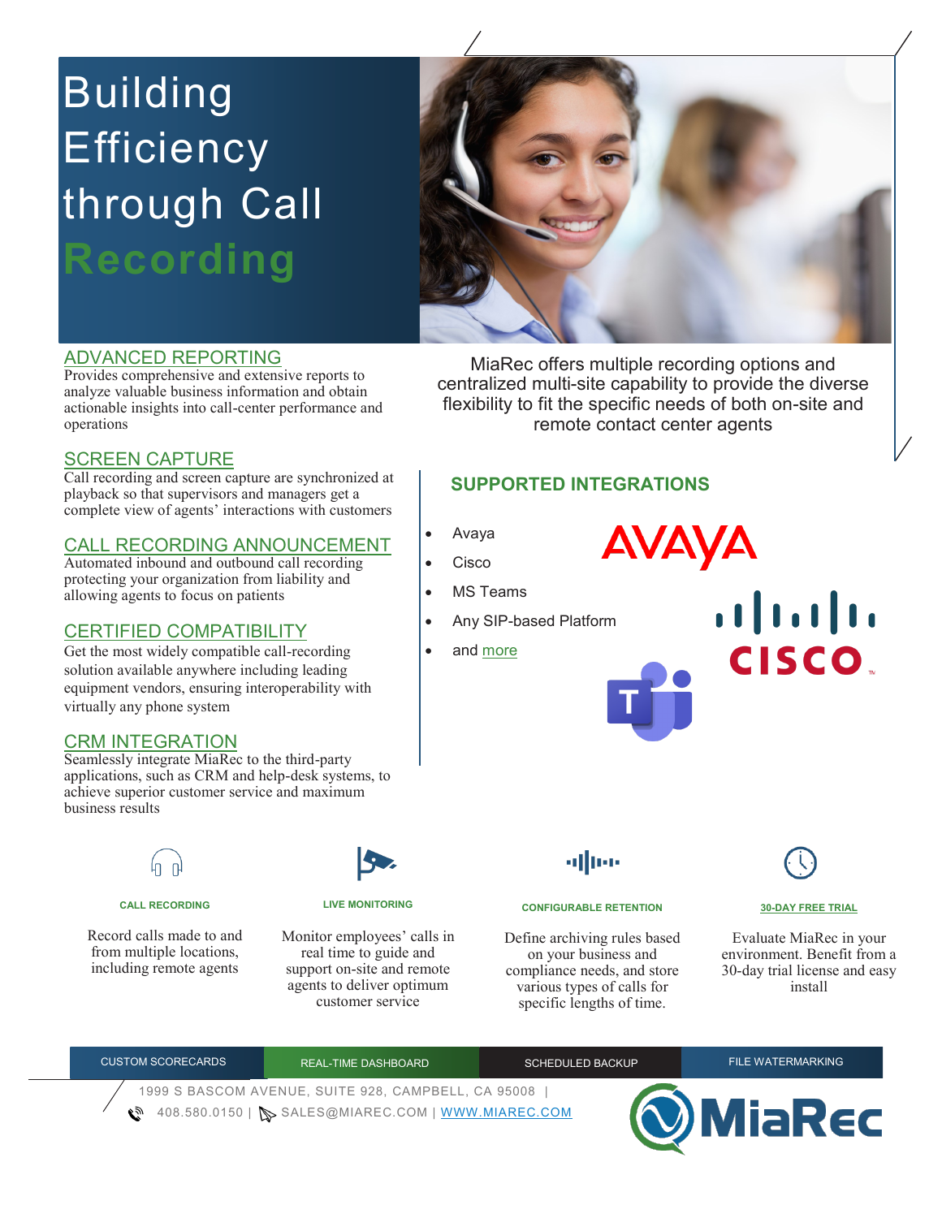# Building Efficiency through Call Recording

MiaRec offers multiple recording options and centralized multi-site capability to provide the diverse flexibility to fit the specific needs of both on-site and remote contact center agents

## ADVANCED REPORTING

Provides comprehensive and extensive reports to analyze valuable business information and obtain actionable insights into call-center performance and operations

## SCREEN CAPTURE

Call recording and screen capture are synchronized at playback so that supervisors and managers get a complete view of agents' interactions with customers

## CALL RECORDING ANNOUNCEMENT

Automated inbound and outbound call recording protecting your organization from liability and allowing agents to focus on patients

## CERTIFIED COMPATIBILITY

Get the most widely compatible call-recording solution available anywhere including leading equipment vendors, ensuring interoperability with virtually any phone system

## CRM INTEGRATION

Seamlessly integrate MiaRec to the third-party applications, such as CRM and help-desk systems, to achieve superior customer service and maximum business results

## SUPPORTED INTEGRATIONS

- Avaya
- Cisco
- MS Teams
- Any SIP-based Platform
- and more

### CALL RECORDING

Record calls made to and from multiple locations, including remote agents

### LIVE MONITORING

Monitor employees' calls in real time to guide and support on-site and remote agents to deliver optimum customer service

### CONFIGURABLE RETENTION

Define archiving rules based on your business and compliance needs, and store various types of calls for specific lengths of time.

### 30-DAY FREE TRIAL

Evaluate MiaRec in your environment. Benefit from a 30-day trial license and easy install

CUSTOM SCORECARDS | REAL-TIME DASHBOARD | SCHEDULED BACKUP | FILE WATERMARKING

1999 S BASCOM AVENUE, SUITE 928, CAMPBELL, CA 95008 |
408.580.0150 | SALES@MIAREC.COM | WWW.MIAREC.COM

MiaRec